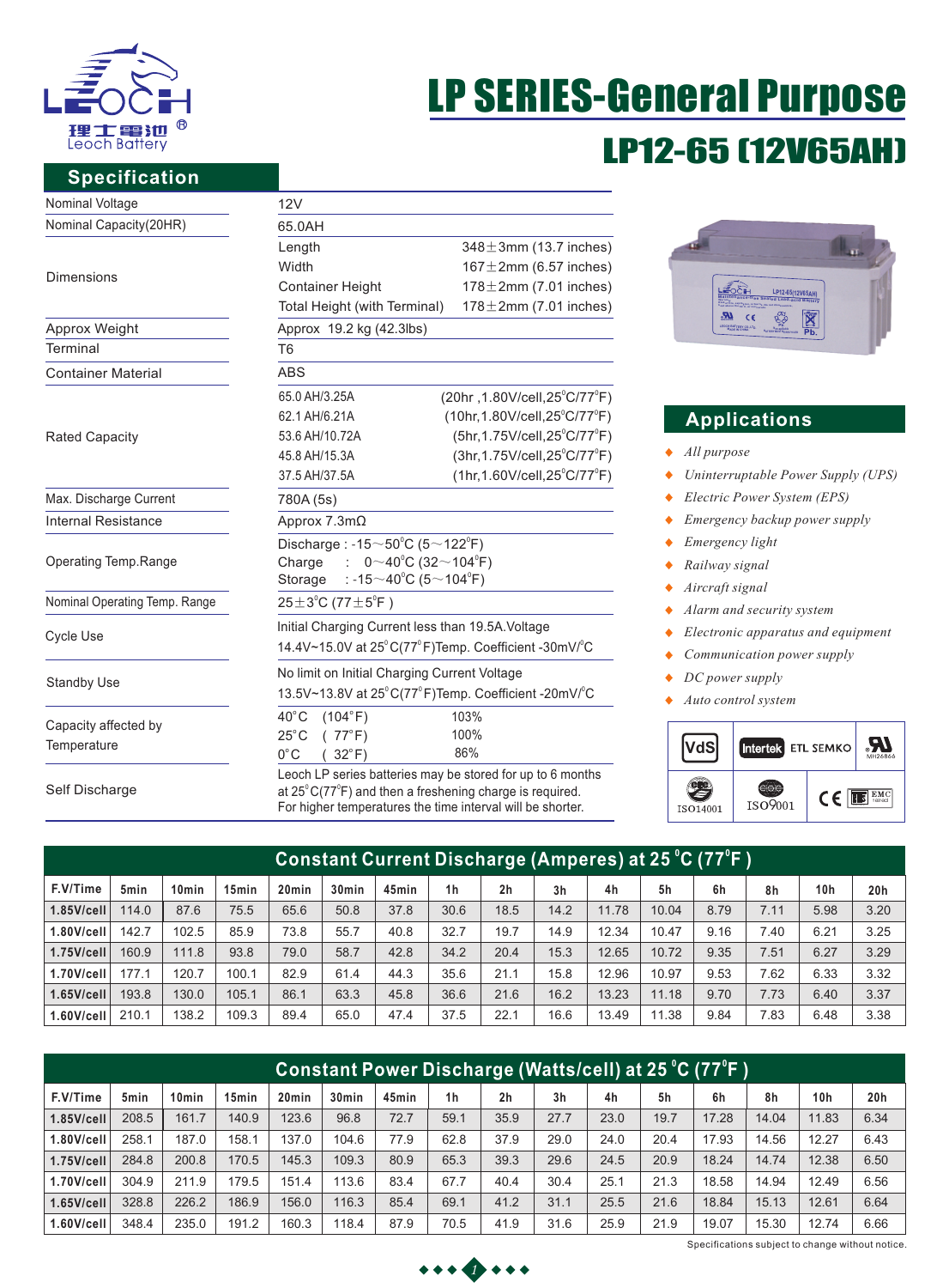# LP SERIES-General Purpose

## LP12-65 (12V65AH)

## Specification

| | | |
|---|---|---|
| Nominal Voltage | 12V | |
| Nominal Capacity(20HR) | 65.0AH | |
| Dimensions | Length | 348±3mm (13.7 inches) |
| | Width | 167±2mm (6.57 inches) |
| | Container Height | 178±2mm (7.01 inches) |
| | Total Height (with Terminal) | 178±2mm (7.01 inches) |
| Approx Weight | Approx 19.2 kg (42.3lbs) | |
| Terminal | T6 | |
| Container Material | ABS | |
| Rated Capacity | 65.0 AH/3.25A | (20hr ,1.80V/cell,25°C/77°F) |
| | 62.1 AH/6.21A | (10hr,1.80V/cell,25°C/77°F) |
| | 53.6 AH/10.72A | (5hr,1.75V/cell,25°C/77°F) |
| | 45.8 AH/15.3A | (3hr,1.75V/cell,25°C/77°F) |
| | 37.5 AH/37.5A | (1hr,1.60V/cell,25°C/77°F) |
| Max. Discharge Current | 780A (5s) | |
| Internal Resistance | Approx 7.3mΩ | |
| Operating Temp.Range | Discharge : -15～50°C (5～122°F) | |
| | Charge : 0～40°C (32～104°F) | |
| | Storage : -15～40°C (5～104°F) | |
| Nominal Operating Temp. Range | 25±3°C (77±5°F ) | |
| Cycle Use | Initial Charging Current less than 19.5A.Voltage 14.4V~15.0V at 25°C(77°F)Temp. Coefficient -30mV/°C | |
| Standby Use | No limit on Initial Charging Current Voltage 13.5V~13.8V at 25°C(77°F)Temp. Coefficient -20mV/°C | |
| Capacity affected by Temperature | 40°C (104°F) | 103% |
| | 25°C ( 77°F) | 100% |
| | 0°C ( 32°F) | 86% |
| Self Discharge | Leoch LP series batteries may be stored for up to 6 months at 25°C(77°F) and then a freshening charge is required. For higher temperatures the time interval will be shorter. | |

## Applications

- *All purpose*
- *Uninterruptable Power Supply (UPS)*
- *Electric Power System (EPS)*
- *Emergency backup power supply*
- *Emergency light*
- *Railway signal*
- *Aircraft signal*
- *Alarm and security system*
- *Electronic apparatus and equipment*
- *Communication power supply*
- *DC power supply*
- *Auto control system*

VdS · Intertek ETL SEMKO · UL MH26866 · ISO14001 · ISO9001 · CE · EMC

## Constant Current Discharge (Amperes) at 25°C (77°F )

| F.V/Time | 5min | 10min | 15min | 20min | 30min | 45min | 1h | 2h | 3h | 4h | 5h | 6h | 8h | 10h | 20h |
|---|---|---|---|---|---|---|---|---|---|---|---|---|---|---|---|
| 1.85V/cell | 114.0 | 87.6 | 75.5 | 65.6 | 50.8 | 37.8 | 30.6 | 18.5 | 14.2 | 11.78 | 10.04 | 8.79 | 7.11 | 5.98 | 3.20 |
| 1.80V/cell | 142.7 | 102.5 | 85.9 | 73.8 | 55.7 | 40.8 | 32.7 | 19.7 | 14.9 | 12.34 | 10.47 | 9.16 | 7.40 | 6.21 | 3.25 |
| 1.75V/cell | 160.9 | 111.8 | 93.8 | 79.0 | 58.7 | 42.8 | 34.2 | 20.4 | 15.3 | 12.65 | 10.72 | 9.35 | 7.51 | 6.27 | 3.29 |
| 1.70V/cell | 177.1 | 120.7 | 100.1 | 82.9 | 61.4 | 44.3 | 35.6 | 21.1 | 15.8 | 12.96 | 10.97 | 9.53 | 7.62 | 6.33 | 3.32 |
| 1.65V/cell | 193.8 | 130.0 | 105.1 | 86.1 | 63.3 | 45.8 | 36.6 | 21.6 | 16.2 | 13.23 | 11.18 | 9.70 | 7.73 | 6.40 | 3.37 |
| 1.60V/cell | 210.1 | 138.2 | 109.3 | 89.4 | 65.0 | 47.4 | 37.5 | 22.1 | 16.6 | 13.49 | 11.38 | 9.84 | 7.83 | 6.48 | 3.38 |

## Constant Power Discharge (Watts/cell) at 25°C (77°F )

| F.V/Time | 5min | 10min | 15min | 20min | 30min | 45min | 1h | 2h | 3h | 4h | 5h | 6h | 8h | 10h | 20h |
|---|---|---|---|---|---|---|---|---|---|---|---|---|---|---|---|
| 1.85V/cell | 208.5 | 161.7 | 140.9 | 123.6 | 96.8 | 72.7 | 59.1 | 35.9 | 27.7 | 23.0 | 19.7 | 17.28 | 14.04 | 11.83 | 6.34 |
| 1.80V/cell | 258.1 | 187.0 | 158.1 | 137.0 | 104.6 | 77.9 | 62.8 | 37.9 | 29.0 | 24.0 | 20.4 | 17.93 | 14.56 | 12.27 | 6.43 |
| 1.75V/cell | 284.8 | 200.8 | 170.5 | 145.3 | 109.3 | 80.9 | 65.3 | 39.3 | 29.6 | 24.5 | 20.9 | 18.24 | 14.74 | 12.38 | 6.50 |
| 1.70V/cell | 304.9 | 211.9 | 179.5 | 151.4 | 113.6 | 83.4 | 67.7 | 40.4 | 30.4 | 25.1 | 21.3 | 18.58 | 14.94 | 12.49 | 6.56 |
| 1.65V/cell | 328.8 | 226.2 | 186.9 | 156.0 | 116.3 | 85.4 | 69.1 | 41.2 | 31.1 | 25.5 | 21.6 | 18.84 | 15.13 | 12.61 | 6.64 |
| 1.60V/cell | 348.4 | 235.0 | 191.2 | 160.3 | 118.4 | 87.9 | 70.5 | 41.9 | 31.6 | 25.9 | 21.9 | 19.07 | 15.30 | 12.74 | 6.66 |

Specifications subject to change without notice.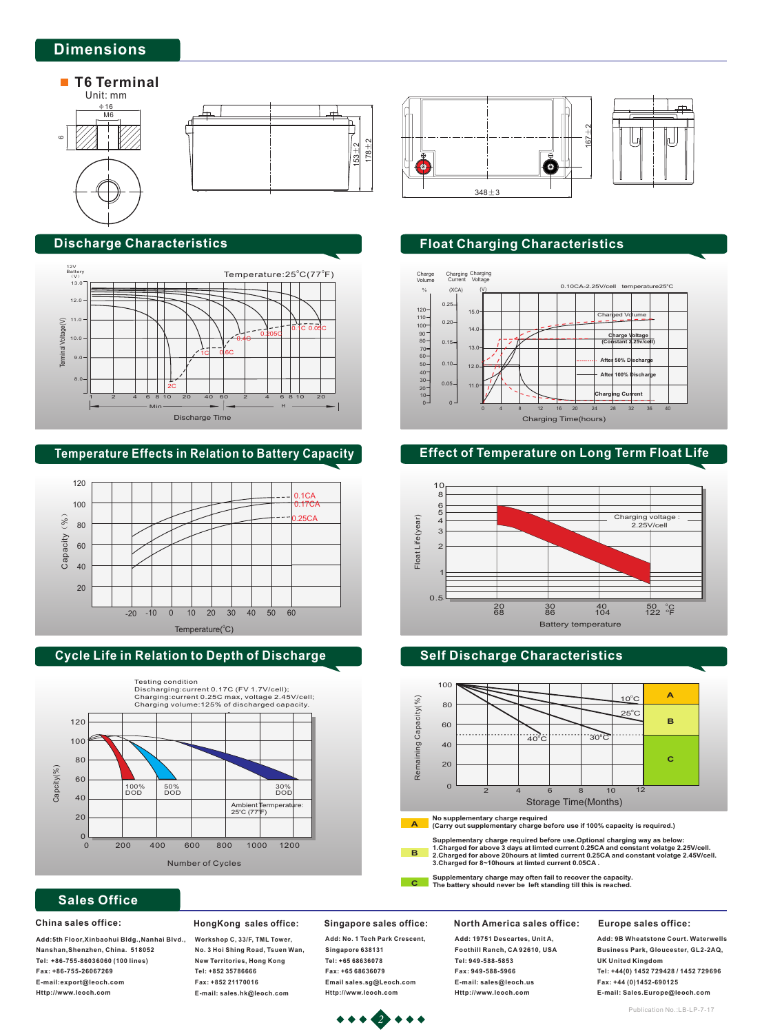## Dimensions

### T6 Terminal

Unit: mm

Φ16
M6
6
153±2
178±2
167±2
348±3

## Discharge Characteristics

12V Battery (V)
Temperature:25°C(77°F)
Terminal Voltage(V)
13.0
12.0
11.0
10.0
9.0
8.0
2C
1C
0.6C
0.4C
0.205C
0.1C
0.05C
1 2 4 6 8 10 20 40 60 2 4 6 8 10 20
Min H
Discharge Time

## Float Charging Characteristics

Charge Volume (%)
Charging Current (XCA)
Charging Voltage (V)
0.10CA-2.25V/cell temperature25°C
Charged Volume
Charge Voltage (Constant 2.25v/cell)
After 50% Discharge
After 100% Discharge
Charging Current
0 4 8 12 16 20 24 28 32 36 40
Charging Time(hours)

## Temperature Effects in Relation to Battery Capacity

Capacity (%)
120
100
80
60
40
20
0.1CA
0.17CA
0.25CA
-20 -10 0 10 20 30 40 50 60
Temperature(°C)

## Effect of Temperature on Long Term Float Life

Float Life(year)
10
8
6
5
4
3
2
1
0.5
Charging voltage : 2.25V/cell
20 30 40 50 °C
68 86 104 122 °F
Battery temperature

## Cycle Life in Relation to Depth of Discharge

Testing condition
Discharging:current 0.17C (FV 1.7V/cell);
Charging:current 0.25C max, voltage 2.45V/cell;
Charging volume:125% of discharged capacity.

Capacity(%)
120
100
80
60
40
20
0
100% DOD
50% DOD
30% DOD
Ambient Temperature: 25°C (77°F)
0 200 400 600 800 1000 1200
Number of Cycles

## Self Discharge Characteristics

Remaining Capacity(%)
100
80
60
40
20
0
10°C
25°C
40°C
30°C
A
B
C
2 4 6 8 10 12
Storage Time(Months)

**A** — No supplementary charge required
(Carry out supplementary charge before use if 100% capacity is required.)

**B** — Supplementary charge required before use.Optional charging way as below:
1.Charged for above 3 days at limted current 0.25CA and constant volatge 2.25V/cell.
2.Charged for above 20hours at limited current 0.25CA and constant volatge 2.45V/cell.
3.Charged for 8~10hours at limited current 0.05CA .

**C** — Supplementary charge may often fail to recover the capacity.
The battery should never be left standing till this is reached.

## Sales Office

**China sales office:**
Add:5th Floor,Xinbaohui Bldg.,Nanhai Blvd., Nanshan,Shenzhen, China. 518052
Tel: +86-755-86036060 (100 lines)
Fax: +86-755-26067269
E-mail:export@leoch.com
Http://www.leoch.com

**HongKong sales office:**
Workshop C, 33/F, TML Tower, No. 3 Hoi Shing Road, Tsuen Wan, New Territories, Hong Kong
Tel: +852 35786666
Fax: +852 21170016
E-mail: sales.hk@leoch.com

**Singapore sales office:**
Add: No. 1 Tech Park Crescent, Singapore 638131
Tel: +65 68636078
Fax: +65 68636079
Email sales.sg@Leoch.com
Http://www.leoch.com

**North America sales office:**
Add: 19751 Descartes, Unit A, Foothill Ranch, CA 92610, USA
Tel: 949-588-5853
Fax: 949-588-5966
E-mail: sales@leoch.us
Http://www.leoch.com

**Europe sales office:**
Add: 9B Wheatstone Court. Waterwells Business Park, Gloucester, GL2-2AQ, UK United Kingdom
Tel: +44(0) 1452 729428 / 1452 729696
Fax: +44 (0)1452-690125
E-mail: Sales.Europe@leoch.com

Publication No.:LB-LP-7-17